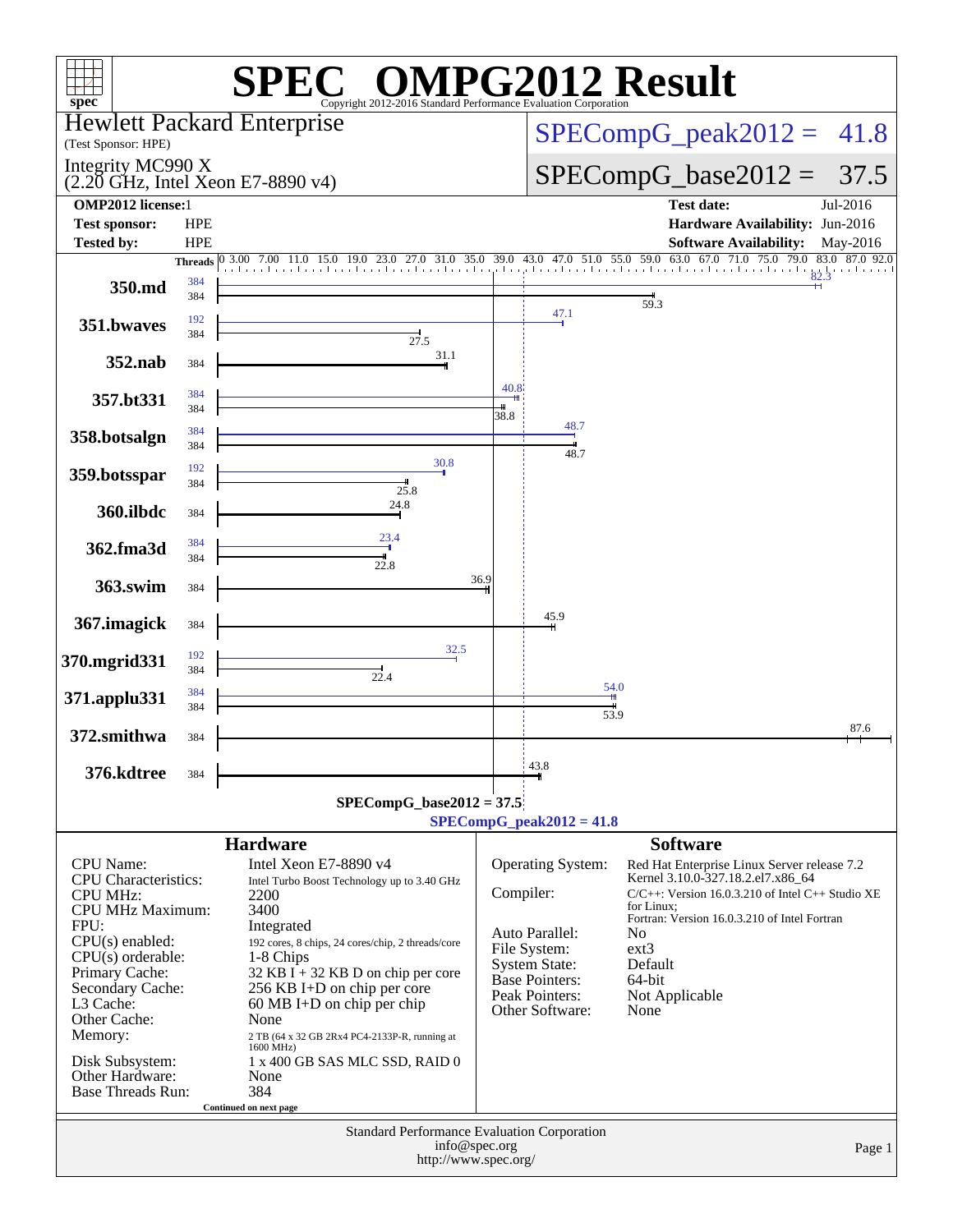# SPEC® OMPG2012 Result

Copyright 2012-2016 Standard Performance Evaluation Corporation

**Hewlett Packard Enterprise**
(Test Sponsor: HPE)

**Integrity MC990 X**
(2.20 GHz, Intel Xeon E7-8890 v4)

SPECompG_peak2012 = 41.8

SPECompG_base2012 = 37.5

| | | | |
|---|---|---|---|
| **OMP2012 license:** | 1 | **Test date:** | Jul-2016 |
| **Test sponsor:** | HPE | **Hardware Availability:** | Jun-2016 |
| **Tested by:** | HPE | **Software Availability:** | May-2016 |

| Benchmark | Peak Threads | Base Threads | Peak Ratio | Base Ratio |
|---|---|---|---|---|
| 350.md | 384 | 384 | 82.3 | 59.3 |
| 351.bwaves | 192 | 384 | 47.1 | 27.5 |
| 352.nab | | 384 | | 31.1 |
| 357.bt331 | 384 | 384 | 40.8 | 38.8 |
| 358.botsalgn | 384 | 384 | 48.7 | 48.7 |
| 359.botsspar | 192 | 384 | 30.8 | 25.8 |
| 360.ilbdc | | 384 | | 24.8 |
| 362.fma3d | 384 | 384 | 23.4 | 22.8 |
| 363.swim | | 384 | | 36.9 |
| 367.imagick | | 384 | | 45.9 |
| 370.mgrid331 | 192 | 384 | 32.5 | 22.4 |
| 371.applu331 | 384 | 384 | 54.0 | 53.9 |
| 372.smithwa | | 384 | | 87.6 |
| 376.kdtree | | 384 | | 43.8 |

**SPECompG_base2012 = 37.5**

**SPECompG_peak2012 = 41.8**

## Hardware

| | |
|---|---|
| CPU Name: | Intel Xeon E7-8890 v4 |
| CPU Characteristics: | Intel Turbo Boost Technology up to 3.40 GHz |
| CPU MHz: | 2200 |
| CPU MHz Maximum: | 3400 |
| FPU: | Integrated |
| CPU(s) enabled: | 192 cores, 8 chips, 24 cores/chip, 2 threads/core |
| CPU(s) orderable: | 1-8 Chips |
| Primary Cache: | 32 KB I + 32 KB D on chip per core |
| Secondary Cache: | 256 KB I+D on chip per core |
| L3 Cache: | 60 MB I+D on chip per chip |
| Other Cache: | None |
| Memory: | 2 TB (64 x 32 GB 2Rx4 PC4-2133P-R, running at 1600 MHz) |
| Disk Subsystem: | 1 x 400 GB SAS MLC SSD, RAID 0 |
| Other Hardware: | None |
| Base Threads Run: | 384 |

Continued on next page

## Software

| | |
|---|---|
| Operating System: | Red Hat Enterprise Linux Server release 7.2 Kernel 3.10.0-327.18.2.el7.x86_64 |
| Compiler: | C/C++: Version 16.0.3.210 of Intel C++ Studio XE for Linux; Fortran: Version 16.0.3.210 of Intel Fortran |
| Auto Parallel: | No |
| File System: | ext3 |
| System State: | Default |
| Base Pointers: | 64-bit |
| Peak Pointers: | Not Applicable |
| Other Software: | None |

Standard Performance Evaluation Corporation
info@spec.org
http://www.spec.org/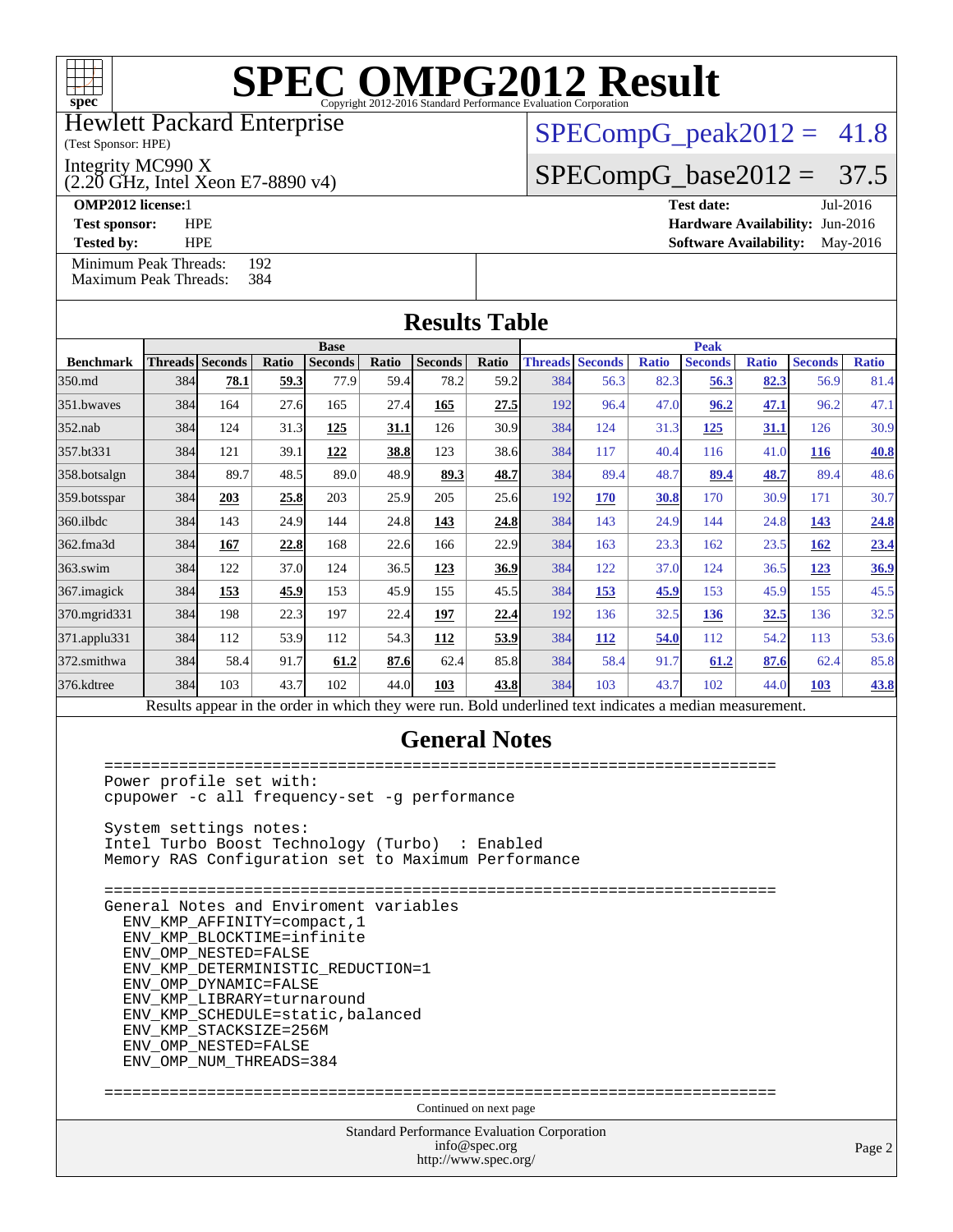# SPEC OMPG2012 Result

Copyright 2012-2016 Standard Performance Evaluation Corporation

Hewlett Packard Enterprise
(Test Sponsor: HPE)

Integrity MC990 X
(2.20 GHz, Intel Xeon E7-8890 v4)

SPECompG_peak2012 = 41.8

SPECompG_base2012 = 37.5

**OMP2012 license:** 1
**Test sponsor:** HPE
**Tested by:** HPE

**Test date:** Jul-2016
**Hardware Availability:** Jun-2016
**Software Availability:** May-2016

Minimum Peak Threads: 192
Maximum Peak Threads: 384

## Results Table

| | Base | | | | | | | Peak | | | | | | |
|---|---|---|---|---|---|---|---|---|---|---|---|---|---|---|
| **Benchmark** | **Threads** | **Seconds** | **Ratio** | **Seconds** | **Ratio** | **Seconds** | **Ratio** | **Threads** | **Seconds** | **Ratio** | **Seconds** | **Ratio** | **Seconds** | **Ratio** |
| 350.md | 384 | **78.1** | **59.3** | 77.9 | 59.4 | 78.2 | 59.2 | 384 | 56.3 | 82.3 | **56.3** | **82.3** | 56.9 | 81.4 |
| 351.bwaves | 384 | 164 | 27.6 | 165 | 27.4 | **165** | **27.5** | 192 | 96.4 | 47.0 | **96.2** | **47.1** | 96.2 | 47.1 |
| 352.nab | 384 | 124 | 31.3 | **125** | **31.1** | 126 | 30.9 | 384 | 124 | 31.3 | **125** | **31.1** | 126 | 30.9 |
| 357.bt331 | 384 | 121 | 39.1 | **122** | **38.8** | 123 | 38.6 | 384 | 117 | 40.4 | 116 | 41.0 | **116** | **40.8** |
| 358.botsalgn | 384 | 89.7 | 48.5 | 89.0 | 48.9 | **89.3** | **48.7** | 384 | 89.4 | 48.7 | **89.4** | **48.7** | 89.4 | 48.6 |
| 359.botsspar | 384 | **203** | **25.8** | 203 | 25.9 | 205 | 25.6 | 192 | **170** | **30.8** | 170 | 30.9 | 171 | 30.7 |
| 360.ilbdc | 384 | 143 | 24.9 | 144 | 24.8 | **143** | **24.8** | 384 | 143 | 24.9 | 144 | 24.8 | **143** | **24.8** |
| 362.fma3d | 384 | **167** | **22.8** | 168 | 22.6 | 166 | 22.9 | 384 | 163 | 23.3 | 162 | 23.5 | **162** | **23.4** |
| 363.swim | 384 | 122 | 37.0 | 124 | 36.5 | **123** | **36.9** | 384 | 122 | 37.0 | 124 | 36.5 | **123** | **36.9** |
| 367.imagick | 384 | **153** | **45.9** | 153 | 45.9 | 155 | 45.5 | 384 | **153** | **45.9** | 153 | 45.9 | 155 | 45.5 |
| 370.mgrid331 | 384 | 198 | 22.3 | 197 | 22.4 | **197** | **22.4** | 192 | 136 | 32.5 | **136** | **32.5** | 136 | 32.5 |
| 371.applu331 | 384 | 112 | 53.9 | 112 | 54.3 | **112** | **53.9** | 384 | **112** | **54.0** | 112 | 54.2 | 113 | 53.6 |
| 372.smithwa | 384 | 58.4 | 91.7 | **61.2** | **87.6** | 62.4 | 85.8 | 384 | 58.4 | 91.7 | **61.2** | **87.6** | 62.4 | 85.8 |
| 376.kdtree | 384 | 103 | 43.7 | 102 | 44.0 | **103** | **43.8** | 384 | 103 | 43.7 | 102 | 44.0 | **103** | **43.8** |

Results appear in the order in which they were run. Bold underlined text indicates a median measurement.

## General Notes

```
========================================================================
Power profile set with:
cpupower -c all frequency-set -g performance

System settings notes:
Intel Turbo Boost Technology (Turbo)  : Enabled
Memory RAS Configuration set to Maximum Performance

========================================================================
General Notes and Enviroment variables
  ENV_KMP_AFFINITY=compact,1
  ENV_KMP_BLOCKTIME=infinite
  ENV_OMP_NESTED=FALSE
  ENV_KMP_DETERMINISTIC_REDUCTION=1
  ENV_OMP_DYNAMIC=FALSE
  ENV_KMP_LIBRARY=turnaround
  ENV_KMP_SCHEDULE=static,balanced
  ENV_KMP_STACKSIZE=256M
  ENV_OMP_NESTED=FALSE
  ENV_OMP_NUM_THREADS=384

========================================================================
```

Continued on next page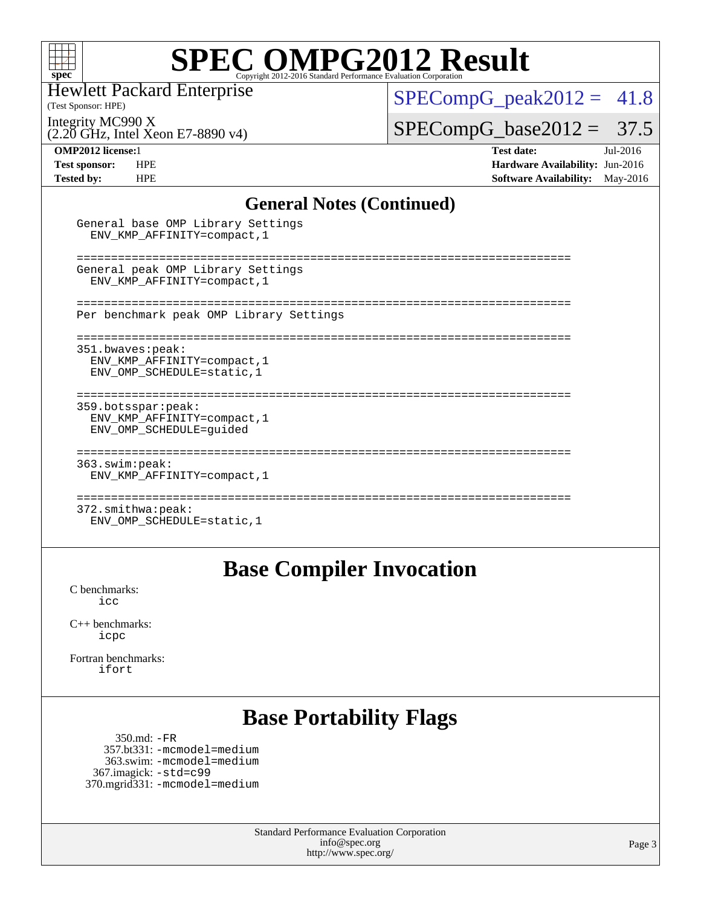# SPEC OMPG2012 Result

Copyright 2012-2016 Standard Performance Evaluation Corporation

Hewlett Packard Enterprise
(Test Sponsor: HPE)

Integrity MC990 X
(2.20 GHz, Intel Xeon E7-8890 v4)

SPECompG_peak2012 = 41.8

SPECompG_base2012 = 37.5

**OMP2012 license:** 1
**Test sponsor:** HPE
**Tested by:** HPE

**Test date:** Jul-2016
**Hardware Availability:** Jun-2016
**Software Availability:** May-2016

## General Notes (Continued)

```
General base OMP Library Settings
  ENV_KMP_AFFINITY=compact,1

========================================================================
General peak OMP Library Settings
  ENV_KMP_AFFINITY=compact,1

========================================================================
Per benchmark peak OMP Library Settings

========================================================================
351.bwaves:peak:
  ENV_KMP_AFFINITY=compact,1
  ENV_OMP_SCHEDULE=static,1

========================================================================
359.botsspar:peak:
  ENV_KMP_AFFINITY=compact,1
  ENV_OMP_SCHEDULE=guided

========================================================================
363.swim:peak:
  ENV_KMP_AFFINITY=compact,1

========================================================================
372.smithwa:peak:
  ENV_OMP_SCHEDULE=static,1
```

## Base Compiler Invocation

C benchmarks:
icc

C++ benchmarks:
icpc

Fortran benchmarks:
ifort

## Base Portability Flags

350.md: -FR
357.bt331: -mcmodel=medium
363.swim: -mcmodel=medium
367.imagick: -std=c99
370.mgrid331: -mcmodel=medium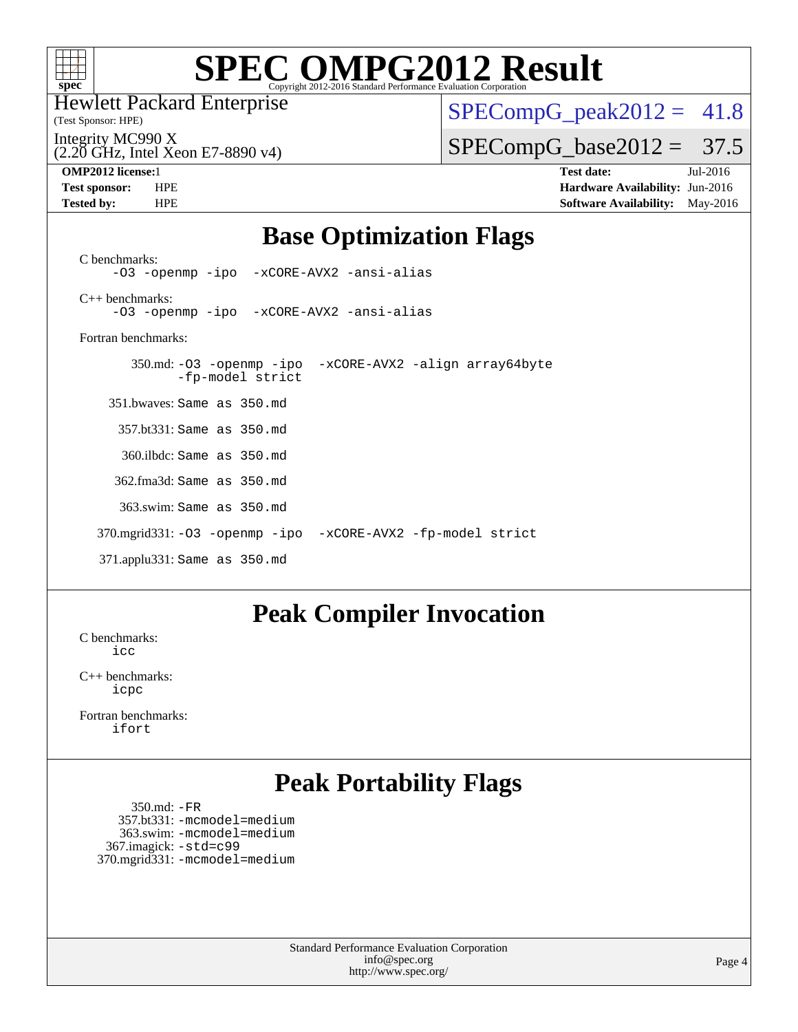# SPEC OMPG2012 Result

Copyright 2012-2016 Standard Performance Evaluation Corporation

Hewlett Packard Enterprise
(Test Sponsor: HPE)

Integrity MC990 X
(2.20 GHz, Intel Xeon E7-8890 v4)

SPECompG_peak2012 = 41.8

SPECompG_base2012 = 37.5

**OMP2012 license:** 1
**Test sponsor:** HPE
**Tested by:** HPE

**Test date:** Jul-2016
**Hardware Availability:** Jun-2016
**Software Availability:** May-2016

## Base Optimization Flags

C benchmarks:
`-O3 -openmp -ipo -xCORE-AVX2 -ansi-alias`

C++ benchmarks:
`-O3 -openmp -ipo -xCORE-AVX2 -ansi-alias`

Fortran benchmarks:

350.md: `-O3 -openmp -ipo -xCORE-AVX2 -align array64byte -fp-model strict`

351.bwaves: Same as 350.md

357.bt331: Same as 350.md

360.ilbdc: Same as 350.md

362.fma3d: Same as 350.md

363.swim: Same as 350.md

370.mgrid331: `-O3 -openmp -ipo -xCORE-AVX2 -fp-model strict`

371.applu331: Same as 350.md

## Peak Compiler Invocation

C benchmarks:
`icc`

C++ benchmarks:
`icpc`

Fortran benchmarks:
`ifort`

## Peak Portability Flags

350.md: `-FR`
357.bt331: `-mcmodel=medium`
363.swim: `-mcmodel=medium`
367.imagick: `-std=c99`
370.mgrid331: `-mcmodel=medium`

Standard Performance Evaluation Corporation
info@spec.org
http://www.spec.org/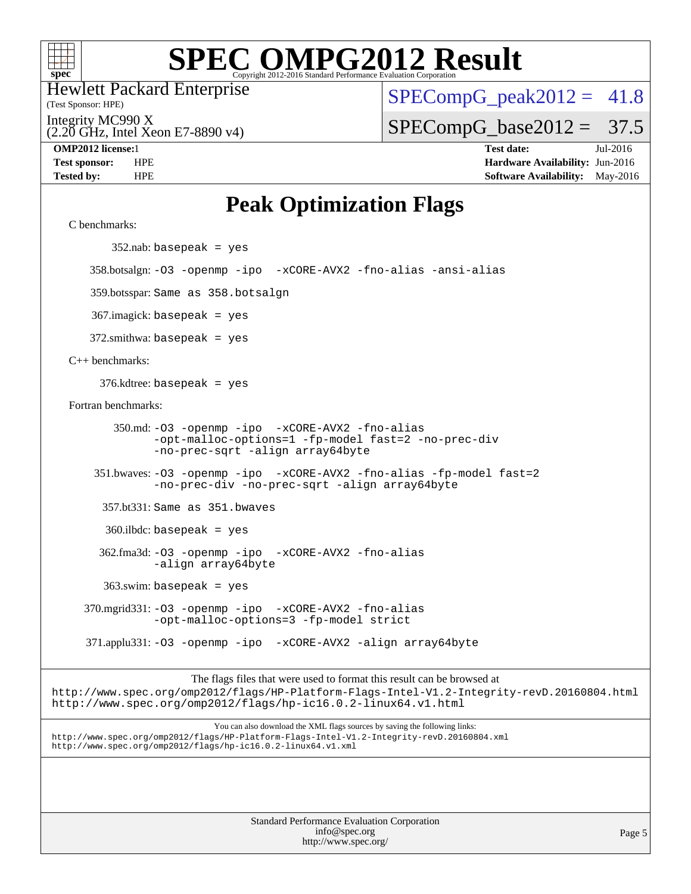# Peak Optimization Flags

C benchmarks:

352.nab: `basepeak = yes`

358.botsalgn: `-O3 -openmp -ipo -xCORE-AVX2 -fno-alias -ansi-alias`

359.botsspar: `Same as 358.botsalgn`

367.imagick: `basepeak = yes`

372.smithwa: `basepeak = yes`

C++ benchmarks:

376.kdtree: `basepeak = yes`

Fortran benchmarks:

350.md: `-O3 -openmp -ipo -xCORE-AVX2 -fno-alias -opt-malloc-options=1 -fp-model fast=2 -no-prec-div -no-prec-sqrt -align array64byte`

351.bwaves: `-O3 -openmp -ipo -xCORE-AVX2 -fno-alias -fp-model fast=2 -no-prec-div -no-prec-sqrt -align array64byte`

357.bt331: `Same as 351.bwaves`

360.ilbdc: `basepeak = yes`

362.fma3d: `-O3 -openmp -ipo -xCORE-AVX2 -fno-alias -align array64byte`

363.swim: `basepeak = yes`

370.mgrid331: `-O3 -openmp -ipo -xCORE-AVX2 -fno-alias -opt-malloc-options=3 -fp-model strict`

371.applu331: `-O3 -openmp -ipo -xCORE-AVX2 -align array64byte`

The flags files that were used to format this result can be browsed at
http://www.spec.org/omp2012/flags/HP-Platform-Flags-Intel-V1.2-Integrity-revD.20160804.html
http://www.spec.org/omp2012/flags/hp-ic16.0.2-linux64.v1.html

You can also download the XML flags sources by saving the following links:
http://www.spec.org/omp2012/flags/HP-Platform-Flags-Intel-V1.2-Integrity-revD.20160804.xml
http://www.spec.org/omp2012/flags/hp-ic16.0.2-linux64.v1.xml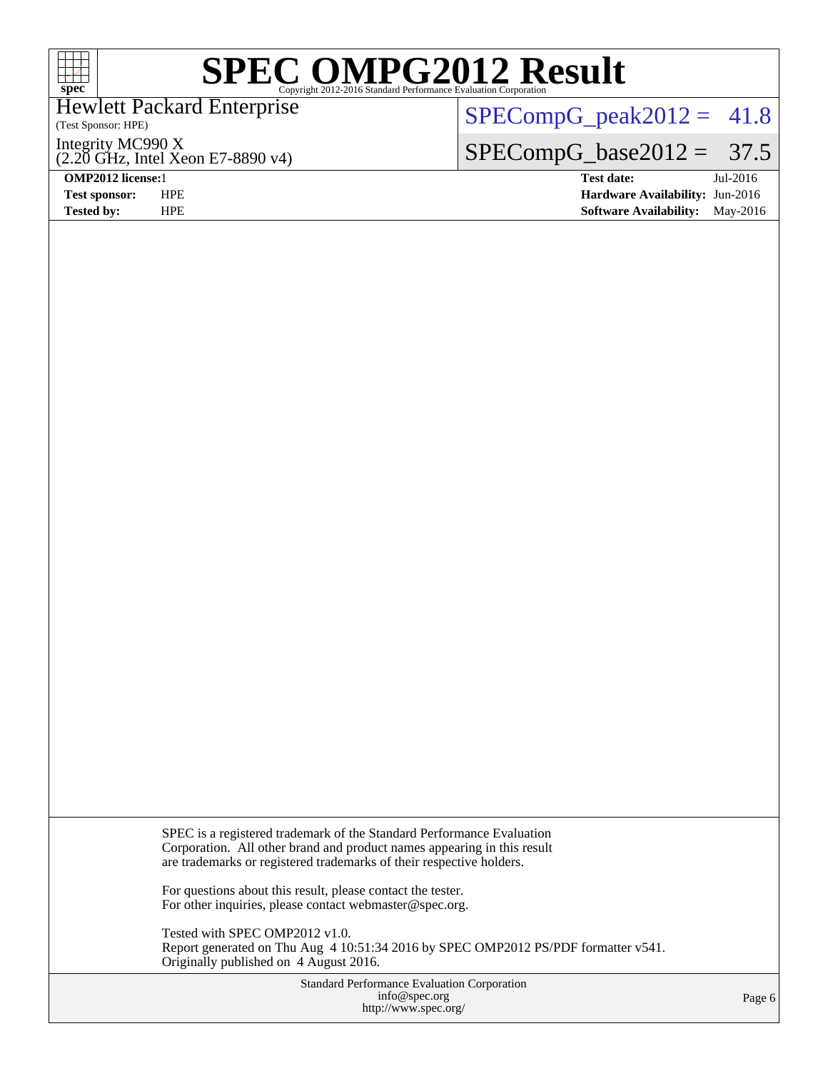SPEC is a registered trademark of the Standard Performance Evaluation Corporation. All other brand and product names appearing in this result are trademarks or registered trademarks of their respective holders.

For questions about this result, please contact the tester.
For other inquiries, please contact webmaster@spec.org.

Tested with SPEC OMP2012 v1.0.
Report generated on Thu Aug 4 10:51:34 2016 by SPEC OMP2012 PS/PDF formatter v541.
Originally published on 4 August 2016.